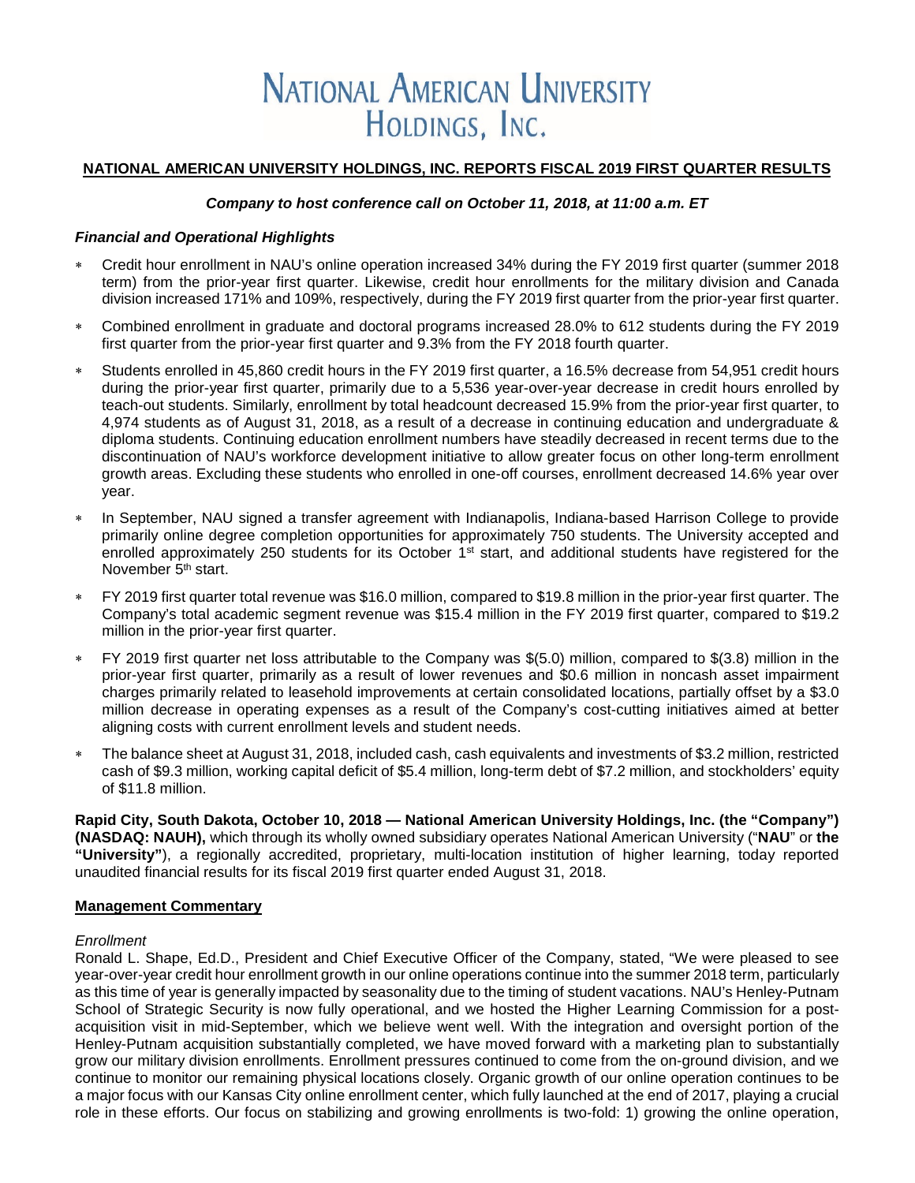# NATIONAL AMERICAN UNIVERSITY HOLDINGS, INC.

**NATIONAL AMERICAN UNIVERSITY HOLDINGS, INC. REPORTS FISCAL 2019 FIRST QUARTER RESULTS**

***Company to host conference call on October 11, 2018, at 11:00 a.m. ET***

***Financial and Operational Highlights***

- Credit hour enrollment in NAU's online operation increased 34% during the FY 2019 first quarter (summer 2018 term) from the prior-year first quarter. Likewise, credit hour enrollments for the military division and Canada division increased 171% and 109%, respectively, during the FY 2019 first quarter from the prior-year first quarter.
- Combined enrollment in graduate and doctoral programs increased 28.0% to 612 students during the FY 2019 first quarter from the prior-year first quarter and 9.3% from the FY 2018 fourth quarter.
- Students enrolled in 45,860 credit hours in the FY 2019 first quarter, a 16.5% decrease from 54,951 credit hours during the prior-year first quarter, primarily due to a 5,536 year-over-year decrease in credit hours enrolled by teach-out students. Similarly, enrollment by total headcount decreased 15.9% from the prior-year first quarter, to 4,974 students as of August 31, 2018, as a result of a decrease in continuing education and undergraduate & diploma students. Continuing education enrollment numbers have steadily decreased in recent terms due to the discontinuation of NAU's workforce development initiative to allow greater focus on other long-term enrollment growth areas. Excluding these students who enrolled in one-off courses, enrollment decreased 14.6% year over year.
- In September, NAU signed a transfer agreement with Indianapolis, Indiana-based Harrison College to provide primarily online degree completion opportunities for approximately 750 students. The University accepted and enrolled approximately 250 students for its October 1st start, and additional students have registered for the November 5th start.
- FY 2019 first quarter total revenue was $16.0 million, compared to $19.8 million in the prior-year first quarter. The Company's total academic segment revenue was $15.4 million in the FY 2019 first quarter, compared to $19.2 million in the prior-year first quarter.
- FY 2019 first quarter net loss attributable to the Company was $(5.0) million, compared to $(3.8) million in the prior-year first quarter, primarily as a result of lower revenues and $0.6 million in noncash asset impairment charges primarily related to leasehold improvements at certain consolidated locations, partially offset by a $3.0 million decrease in operating expenses as a result of the Company's cost-cutting initiatives aimed at better aligning costs with current enrollment levels and student needs.
- The balance sheet at August 31, 2018, included cash, cash equivalents and investments of $3.2 million, restricted cash of $9.3 million, working capital deficit of $5.4 million, long-term debt of $7.2 million, and stockholders' equity of $11.8 million.

**Rapid City, South Dakota, October 10, 2018 — National American University Holdings, Inc. (the "Company") (NASDAQ: NAUH),** which through its wholly owned subsidiary operates National American University ("**NAU**" or **the "University"**), a regionally accredited, proprietary, multi-location institution of higher learning, today reported unaudited financial results for its fiscal 2019 first quarter ended August 31, 2018.

**Management Commentary**

*Enrollment*

Ronald L. Shape, Ed.D., President and Chief Executive Officer of the Company, stated, "We were pleased to see year-over-year credit hour enrollment growth in our online operations continue into the summer 2018 term, particularly as this time of year is generally impacted by seasonality due to the timing of student vacations. NAU's Henley-Putnam School of Strategic Security is now fully operational, and we hosted the Higher Learning Commission for a post-acquisition visit in mid-September, which we believe went well. With the integration and oversight portion of the Henley-Putnam acquisition substantially completed, we have moved forward with a marketing plan to substantially grow our military division enrollments. Enrollment pressures continued to come from the on-ground division, and we continue to monitor our remaining physical locations closely. Organic growth of our online operation continues to be a major focus with our Kansas City online enrollment center, which fully launched at the end of 2017, playing a crucial role in these efforts. Our focus on stabilizing and growing enrollments is two-fold: 1) growing the online operation,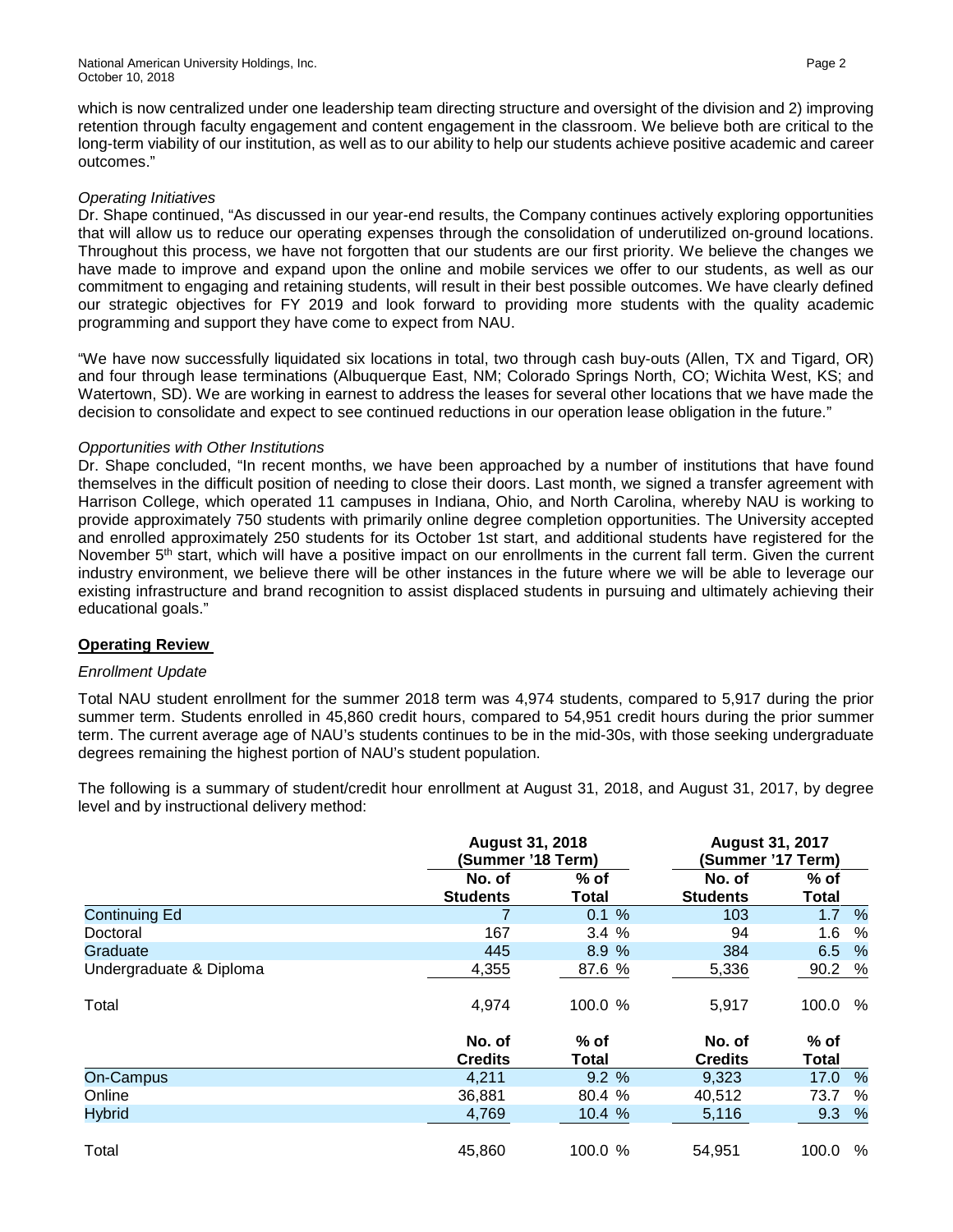which is now centralized under one leadership team directing structure and oversight of the division and 2) improving retention through faculty engagement and content engagement in the classroom. We believe both are critical to the long-term viability of our institution, as well as to our ability to help our students achieve positive academic and career outcomes."

*Operating Initiatives*

Dr. Shape continued, "As discussed in our year-end results, the Company continues actively exploring opportunities that will allow us to reduce our operating expenses through the consolidation of underutilized on-ground locations. Throughout this process, we have not forgotten that our students are our first priority. We believe the changes we have made to improve and expand upon the online and mobile services we offer to our students, as well as our commitment to engaging and retaining students, will result in their best possible outcomes. We have clearly defined our strategic objectives for FY 2019 and look forward to providing more students with the quality academic programming and support they have come to expect from NAU.

"We have now successfully liquidated six locations in total, two through cash buy-outs (Allen, TX and Tigard, OR) and four through lease terminations (Albuquerque East, NM; Colorado Springs North, CO; Wichita West, KS; and Watertown, SD). We are working in earnest to address the leases for several other locations that we have made the decision to consolidate and expect to see continued reductions in our operation lease obligation in the future."

*Opportunities with Other Institutions*

Dr. Shape concluded, "In recent months, we have been approached by a number of institutions that have found themselves in the difficult position of needing to close their doors. Last month, we signed a transfer agreement with Harrison College, which operated 11 campuses in Indiana, Ohio, and North Carolina, whereby NAU is working to provide approximately 750 students with primarily online degree completion opportunities. The University accepted and enrolled approximately 250 students for its October 1st start, and additional students have registered for the November 5th start, which will have a positive impact on our enrollments in the current fall term. Given the current industry environment, we believe there will be other instances in the future where we will be able to leverage our existing infrastructure and brand recognition to assist displaced students in pursuing and ultimately achieving their educational goals."

**Operating Review**

*Enrollment Update*

Total NAU student enrollment for the summer 2018 term was 4,974 students, compared to 5,917 during the prior summer term. Students enrolled in 45,860 credit hours, compared to 54,951 credit hours during the prior summer term. The current average age of NAU's students continues to be in the mid-30s, with those seeking undergraduate degrees remaining the highest portion of NAU's student population.

The following is a summary of student/credit hour enrollment at August 31, 2018, and August 31, 2017, by degree level and by instructional delivery method:

| | August 31, 2018 (Summer '18 Term) | | August 31, 2017 (Summer '17 Term) | |
|---|---|---|---|---|
| | **No. of Students** | **% of Total** | **No. of Students** | **% of Total** |
| Continuing Ed | 7 | 0.1 % | 103 | 1.7 % |
| Doctoral | 167 | 3.4 % | 94 | 1.6 % |
| Graduate | 445 | 8.9 % | 384 | 6.5 % |
| Undergraduate & Diploma | 4,355 | 87.6 % | 5,336 | 90.2 % |
| Total | 4,974 | 100.0 % | 5,917 | 100.0 % |
| | **No. of Credits** | **% of Total** | **No. of Credits** | **% of Total** |
| On-Campus | 4,211 | 9.2 % | 9,323 | 17.0 % |
| Online | 36,881 | 80.4 % | 40,512 | 73.7 % |
| Hybrid | 4,769 | 10.4 % | 5,116 | 9.3 % |
| Total | 45,860 | 100.0 % | 54,951 | 100.0 % |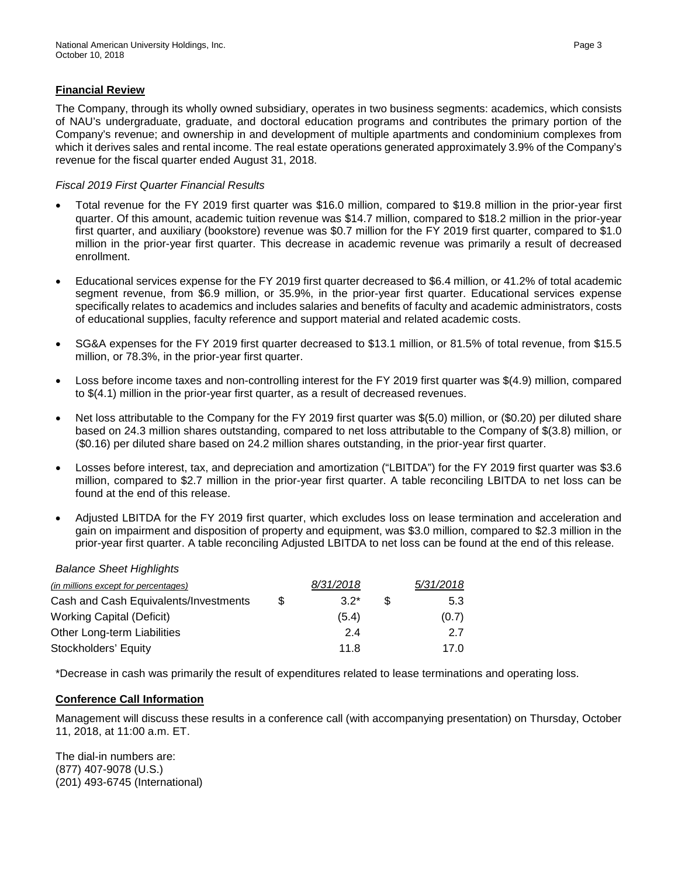## Financial Review

The Company, through its wholly owned subsidiary, operates in two business segments: academics, which consists of NAU's undergraduate, graduate, and doctoral education programs and contributes the primary portion of the Company's revenue; and ownership in and development of multiple apartments and condominium complexes from which it derives sales and rental income. The real estate operations generated approximately 3.9% of the Company's revenue for the fiscal quarter ended August 31, 2018.

*Fiscal 2019 First Quarter Financial Results*

- Total revenue for the FY 2019 first quarter was $16.0 million, compared to $19.8 million in the prior-year first quarter. Of this amount, academic tuition revenue was $14.7 million, compared to $18.2 million in the prior-year first quarter, and auxiliary (bookstore) revenue was $0.7 million for the FY 2019 first quarter, compared to $1.0 million in the prior-year first quarter. This decrease in academic revenue was primarily a result of decreased enrollment.
- Educational services expense for the FY 2019 first quarter decreased to $6.4 million, or 41.2% of total academic segment revenue, from $6.9 million, or 35.9%, in the prior-year first quarter. Educational services expense specifically relates to academics and includes salaries and benefits of faculty and academic administrators, costs of educational supplies, faculty reference and support material and related academic costs.
- SG&A expenses for the FY 2019 first quarter decreased to $13.1 million, or 81.5% of total revenue, from $15.5 million, or 78.3%, in the prior-year first quarter.
- Loss before income taxes and non-controlling interest for the FY 2019 first quarter was $(4.9) million, compared to $(4.1) million in the prior-year first quarter, as a result of decreased revenues.
- Net loss attributable to the Company for the FY 2019 first quarter was $(5.0) million, or ($0.20) per diluted share based on 24.3 million shares outstanding, compared to net loss attributable to the Company of $(3.8) million, or ($0.16) per diluted share based on 24.2 million shares outstanding, in the prior-year first quarter.
- Losses before interest, tax, and depreciation and amortization ("LBITDA") for the FY 2019 first quarter was $3.6 million, compared to $2.7 million in the prior-year first quarter. A table reconciling LBITDA to net loss can be found at the end of this release.
- Adjusted LBITDA for the FY 2019 first quarter, which excludes loss on lease termination and acceleration and gain on impairment and disposition of property and equipment, was $3.0 million, compared to $2.3 million in the prior-year first quarter. A table reconciling Adjusted LBITDA to net loss can be found at the end of this release.

*Balance Sheet Highlights*

| *(in millions except for percentages)* | | *8/31/2018* | | *5/31/2018* |
|---|---|---|---|---|
| Cash and Cash Equivalents/Investments | $ | 3.2* | $ | 5.3 |
| Working Capital (Deficit) | | (5.4) | | (0.7) |
| Other Long-term Liabilities | | 2.4 | | 2.7 |
| Stockholders' Equity | | 11.8 | | 17.0 |

*Decrease in cash was primarily the result of expenditures related to lease terminations and operating loss.

## Conference Call Information

Management will discuss these results in a conference call (with accompanying presentation) on Thursday, October 11, 2018, at 11:00 a.m. ET.

The dial-in numbers are:
(877) 407-9078 (U.S.)
(201) 493-6745 (International)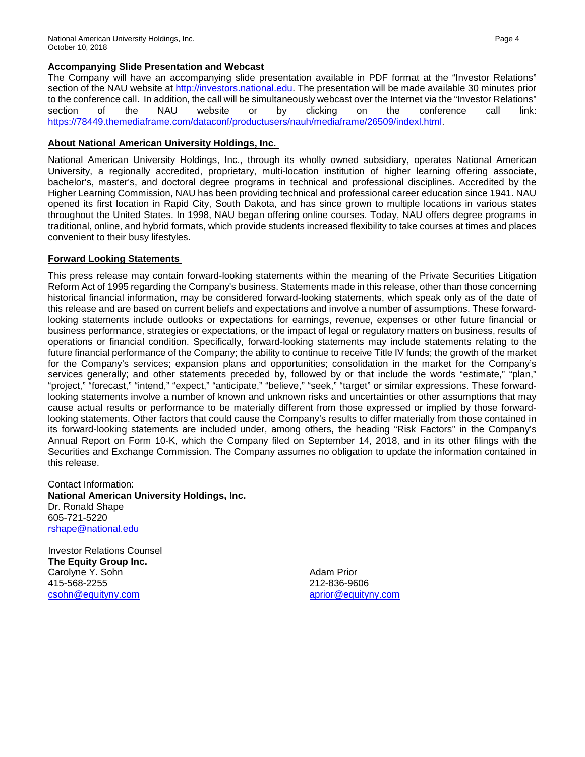**Accompanying Slide Presentation and Webcast**

The Company will have an accompanying slide presentation available in PDF format at the "Investor Relations" section of the NAU website at [http://investors.national.edu](http://investors.national.edu). The presentation will be made available 30 minutes prior to the conference call. In addition, the call will be simultaneously webcast over the Internet via the "Investor Relations" section of the NAU website or by clicking on the conference call link: [https://78449.themediaframe.com/dataconf/productusers/nauh/mediaframe/26509/indexl.html](https://78449.themediaframe.com/dataconf/productusers/nauh/mediaframe/26509/indexl.html).

**About National American University Holdings, Inc.**

National American University Holdings, Inc., through its wholly owned subsidiary, operates National American University, a regionally accredited, proprietary, multi-location institution of higher learning offering associate, bachelor's, master's, and doctoral degree programs in technical and professional disciplines. Accredited by the Higher Learning Commission, NAU has been providing technical and professional career education since 1941. NAU opened its first location in Rapid City, South Dakota, and has since grown to multiple locations in various states throughout the United States. In 1998, NAU began offering online courses. Today, NAU offers degree programs in traditional, online, and hybrid formats, which provide students increased flexibility to take courses at times and places convenient to their busy lifestyles.

**Forward Looking Statements**

This press release may contain forward-looking statements within the meaning of the Private Securities Litigation Reform Act of 1995 regarding the Company's business. Statements made in this release, other than those concerning historical financial information, may be considered forward-looking statements, which speak only as of the date of this release and are based on current beliefs and expectations and involve a number of assumptions. These forward-looking statements include outlooks or expectations for earnings, revenue, expenses or other future financial or business performance, strategies or expectations, or the impact of legal or regulatory matters on business, results of operations or financial condition. Specifically, forward-looking statements may include statements relating to the future financial performance of the Company; the ability to continue to receive Title IV funds; the growth of the market for the Company's services; expansion plans and opportunities; consolidation in the market for the Company's services generally; and other statements preceded by, followed by or that include the words "estimate," "plan," "project," "forecast," "intend," "expect," "anticipate," "believe," "seek," "target" or similar expressions. These forward-looking statements involve a number of known and unknown risks and uncertainties or other assumptions that may cause actual results or performance to be materially different from those expressed or implied by those forward-looking statements. Other factors that could cause the Company's results to differ materially from those contained in its forward-looking statements are included under, among others, the heading "Risk Factors" in the Company's Annual Report on Form 10-K, which the Company filed on September 14, 2018, and in its other filings with the Securities and Exchange Commission. The Company assumes no obligation to update the information contained in this release.

Contact Information:
**National American University Holdings, Inc.**
Dr. Ronald Shape
605-721-5220
[rshape@national.edu](mailto:rshape@national.edu)

Investor Relations Counsel
**The Equity Group Inc.**

Carolyne Y. Sohn
415-568-2255
[csohn@equityny.com](mailto:csohn@equityny.com)

Adam Prior
212-836-9606
[aprior@equityny.com](mailto:aprior@equityny.com)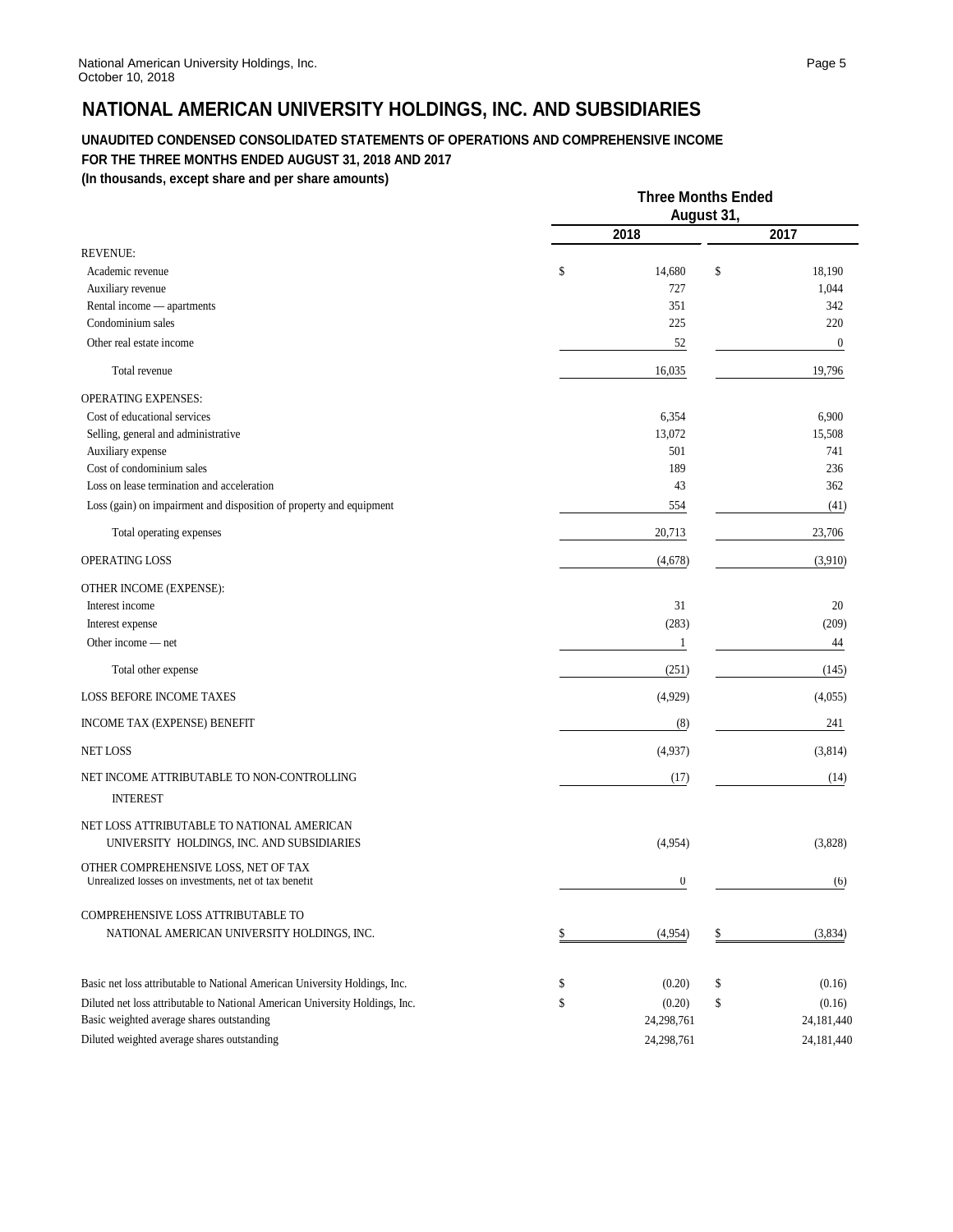# NATIONAL AMERICAN UNIVERSITY HOLDINGS, INC. AND SUBSIDIARIES

**UNAUDITED CONDENSED CONSOLIDATED STATEMENTS OF OPERATIONS AND COMPREHENSIVE INCOME**
**FOR THE THREE MONTHS ENDED AUGUST 31, 2018 AND 2017**
**(In thousands, except share and per share amounts)**

| | Three Months Ended August 31, | |
|---|---|---|
| | 2018 | 2017 |
| REVENUE: | | |
| Academic revenue | $ 14,680 | $ 18,190 |
| Auxiliary revenue | 727 | 1,044 |
| Rental income — apartments | 351 | 342 |
| Condominium sales | 225 | 220 |
| Other real estate income | 52 | 0 |
| Total revenue | 16,035 | 19,796 |
| OPERATING EXPENSES: | | |
| Cost of educational services | 6,354 | 6,900 |
| Selling, general and administrative | 13,072 | 15,508 |
| Auxiliary expense | 501 | 741 |
| Cost of condominium sales | 189 | 236 |
| Loss on lease termination and acceleration | 43 | 362 |
| Loss (gain) on impairment and disposition of property and equipment | 554 | (41) |
| Total operating expenses | 20,713 | 23,706 |
| OPERATING LOSS | (4,678) | (3,910) |
| OTHER INCOME (EXPENSE): | | |
| Interest income | 31 | 20 |
| Interest expense | (283) | (209) |
| Other income — net | 1 | 44 |
| Total other expense | (251) | (145) |
| LOSS BEFORE INCOME TAXES | (4,929) | (4,055) |
| INCOME TAX (EXPENSE) BENEFIT | (8) | 241 |
| NET LOSS | (4,937) | (3,814) |
| NET INCOME ATTRIBUTABLE TO NON-CONTROLLING INTEREST | (17) | (14) |
| NET LOSS ATTRIBUTABLE TO NATIONAL AMERICAN UNIVERSITY HOLDINGS, INC. AND SUBSIDIARIES | (4,954) | (3,828) |
| OTHER COMPREHENSIVE LOSS, NET OF TAX | | |
| Unrealized losses on investments, net of tax benefit | 0 | (6) |
| COMPREHENSIVE LOSS ATTRIBUTABLE TO NATIONAL AMERICAN UNIVERSITY HOLDINGS, INC. | $ (4,954) | $ (3,834) |
| Basic net loss attributable to National American University Holdings, Inc. | $ (0.20) | $ (0.16) |
| Diluted net loss attributable to National American University Holdings, Inc. | $ (0.20) | $ (0.16) |
| Basic weighted average shares outstanding | 24,298,761 | 24,181,440 |
| Diluted weighted average shares outstanding | 24,298,761 | 24,181,440 |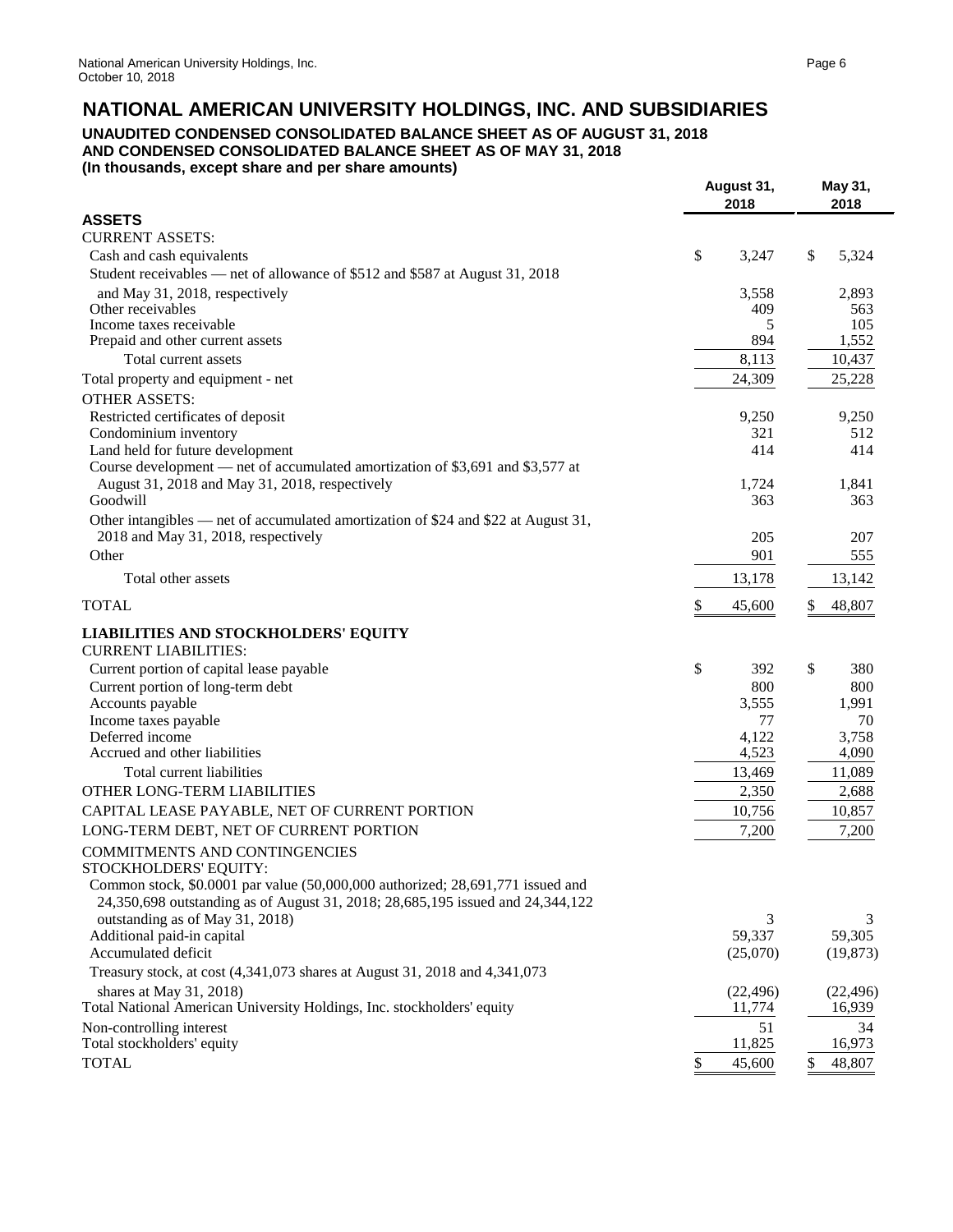# NATIONAL AMERICAN UNIVERSITY HOLDINGS, INC. AND SUBSIDIARIES

### UNAUDITED CONDENSED CONSOLIDATED BALANCE SHEET AS OF AUGUST 31, 2018 AND CONDENSED CONSOLIDATED BALANCE SHEET AS OF MAY 31, 2018

**(In thousands, except share and per share amounts)**

| | August 31, 2018 | May 31, 2018 |
|---|---|---|
| **ASSETS** | | |
| CURRENT ASSETS: | | |
| Cash and cash equivalents | $ 3,247 | $ 5,324 |
| Student receivables — net of allowance of $512 and $587 at August 31, 2018 and May 31, 2018, respectively | 3,558 | 2,893 |
| Other receivables | 409 | 563 |
| Income taxes receivable | 5 | 105 |
| Prepaid and other current assets | 894 | 1,552 |
| Total current assets | 8,113 | 10,437 |
| Total property and equipment - net | 24,309 | 25,228 |
| OTHER ASSETS: | | |
| Restricted certificates of deposit | 9,250 | 9,250 |
| Condominium inventory | 321 | 512 |
| Land held for future development | 414 | 414 |
| Course development — net of accumulated amortization of $3,691 and $3,577 at August 31, 2018 and May 31, 2018, respectively | 1,724 | 1,841 |
| Goodwill | 363 | 363 |
| Other intangibles — net of accumulated amortization of $24 and $22 at August 31, 2018 and May 31, 2018, respectively | 205 | 207 |
| Other | 901 | 555 |
| Total other assets | 13,178 | 13,142 |
| TOTAL | $ 45,600 | $ 48,807 |
| **LIABILITIES AND STOCKHOLDERS' EQUITY** | | |
| CURRENT LIABILITIES: | | |
| Current portion of capital lease payable | $ 392 | $ 380 |
| Current portion of long-term debt | 800 | 800 |
| Accounts payable | 3,555 | 1,991 |
| Income taxes payable | 77 | 70 |
| Deferred income | 4,122 | 3,758 |
| Accrued and other liabilities | 4,523 | 4,090 |
| Total current liabilities | 13,469 | 11,089 |
| OTHER LONG-TERM LIABILITIES | 2,350 | 2,688 |
| CAPITAL LEASE PAYABLE, NET OF CURRENT PORTION | 10,756 | 10,857 |
| LONG-TERM DEBT, NET OF CURRENT PORTION | 7,200 | 7,200 |
| COMMITMENTS AND CONTINGENCIES | | |
| STOCKHOLDERS' EQUITY: | | |
| Common stock, $0.0001 par value (50,000,000 authorized; 28,691,771 issued and 24,350,698 outstanding as of August 31, 2018; 28,685,195 issued and 24,344,122 outstanding as of May 31, 2018) | 3 | 3 |
| Additional paid-in capital | 59,337 | 59,305 |
| Accumulated deficit | (25,070) | (19,873) |
| Treasury stock, at cost (4,341,073 shares at August 31, 2018 and 4,341,073 shares at May 31, 2018) | (22,496) | (22,496) |
| Total National American University Holdings, Inc. stockholders' equity | 11,774 | 16,939 |
| Non-controlling interest | 51 | 34 |
| Total stockholders' equity | 11,825 | 16,973 |
| TOTAL | $ 45,600 | $ 48,807 |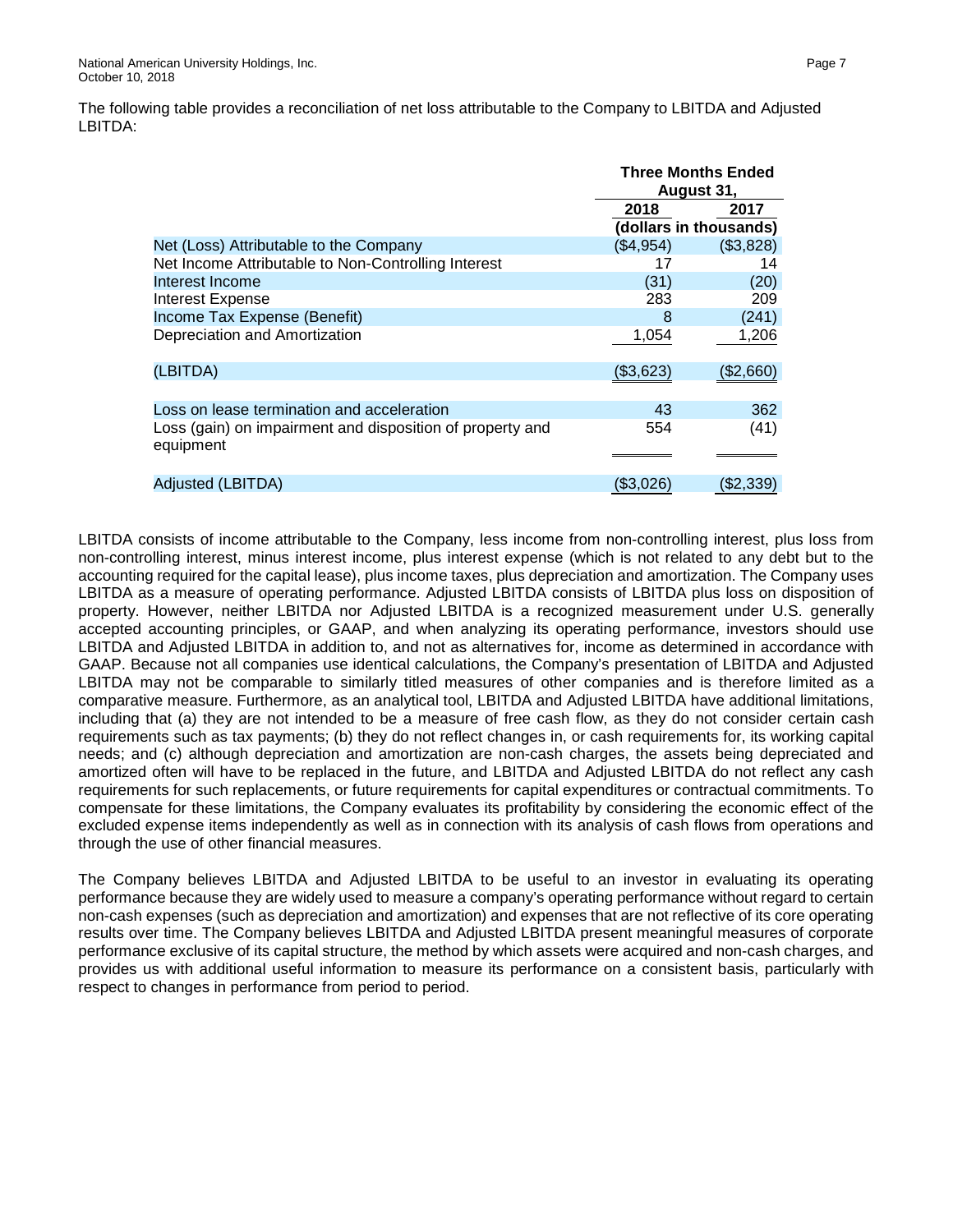The following table provides a reconciliation of net loss attributable to the Company to LBITDA and Adjusted LBITDA:

| | Three Months Ended August 31, | |
|---|---|---|
| | 2018 | 2017 |
| | (dollars in thousands) | |
| Net (Loss) Attributable to the Company | ($4,954) | ($3,828) |
| Net Income Attributable to Non-Controlling Interest | 17 | 14 |
| Interest Income | (31) | (20) |
| Interest Expense | 283 | 209 |
| Income Tax Expense (Benefit) | 8 | (241) |
| Depreciation and Amortization | 1,054 | 1,206 |
| (LBITDA) | ($3,623) | ($2,660) |
| Loss on lease termination and acceleration | 43 | 362 |
| Loss (gain) on impairment and disposition of property and equipment | 554 | (41) |
| Adjusted (LBITDA) | ($3,026) | ($2,339) |

LBITDA consists of income attributable to the Company, less income from non-controlling interest, plus loss from non-controlling interest, minus interest income, plus interest expense (which is not related to any debt but to the accounting required for the capital lease), plus income taxes, plus depreciation and amortization. The Company uses LBITDA as a measure of operating performance. Adjusted LBITDA consists of LBITDA plus loss on disposition of property. However, neither LBITDA nor Adjusted LBITDA is a recognized measurement under U.S. generally accepted accounting principles, or GAAP, and when analyzing its operating performance, investors should use LBITDA and Adjusted LBITDA in addition to, and not as alternatives for, income as determined in accordance with GAAP. Because not all companies use identical calculations, the Company's presentation of LBITDA and Adjusted LBITDA may not be comparable to similarly titled measures of other companies and is therefore limited as a comparative measure. Furthermore, as an analytical tool, LBITDA and Adjusted LBITDA have additional limitations, including that (a) they are not intended to be a measure of free cash flow, as they do not consider certain cash requirements such as tax payments; (b) they do not reflect changes in, or cash requirements for, its working capital needs; and (c) although depreciation and amortization are non-cash charges, the assets being depreciated and amortized often will have to be replaced in the future, and LBITDA and Adjusted LBITDA do not reflect any cash requirements for such replacements, or future requirements for capital expenditures or contractual commitments. To compensate for these limitations, the Company evaluates its profitability by considering the economic effect of the excluded expense items independently as well as in connection with its analysis of cash flows from operations and through the use of other financial measures.

The Company believes LBITDA and Adjusted LBITDA to be useful to an investor in evaluating its operating performance because they are widely used to measure a company's operating performance without regard to certain non-cash expenses (such as depreciation and amortization) and expenses that are not reflective of its core operating results over time. The Company believes LBITDA and Adjusted LBITDA present meaningful measures of corporate performance exclusive of its capital structure, the method by which assets were acquired and non-cash charges, and provides us with additional useful information to measure its performance on a consistent basis, particularly with respect to changes in performance from period to period.